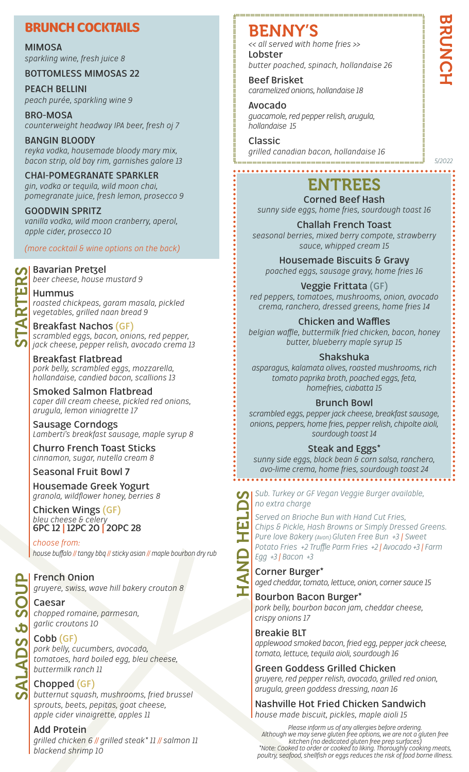# BRUNCH

5/2022

## BRUNCH COCKTAILS

**MIMOSA**
*sparkling wine, fresh juice 8*

**BOTTOMLESS MIMOSAS 22**

**PEACH BELLINI**
*peach purée, sparkling wine 9*

**BRO-MOSA**
*counterweight headway IPA beer, fresh oj 7*

**BANGIN BLOODY**
*reyka vodka, housemade bloody mary mix, bacon strip, old bay rim, garnishes galore 13*

**CHAI-POMEGRANATE SPARKLER**
*gin, vodka or tequila, wild moon chai, pomegranate juice, fresh lemon, prosecco 9*

**GOODWIN SPRITZ**
*vanilla vodka, wild moon cranberry, aperol, apple cider, prosecco 10*

*(more cocktail & wine options on the back)*

## STARTERS

**Bavarian Pretzel**
*beer cheese, house mustard 9*

**Hummus**
*roasted chickpeas, garam masala, pickled vegetables, grilled naan bread 9*

**Breakfast Nachos (GF)**
*scrambled eggs, bacon, onions, red pepper, jack cheese, pepper relish, avocado crema 13*

**Breakfast Flatbread**
*pork belly, scrambled eggs, mozzarella, hollandaise, candied bacon, scallions 13*

**Smoked Salmon Flatbread**
*caper dill cream cheese, pickled red onions, arugula, lemon viniagrette 17*

**Sausage Corndogs**
*Lamberti's breakfast sausage, maple syrup 8*

**Churro French Toast Sticks**
*cinnamon, sugar, nutella cream 8*

**Seasonal Fruit Bowl 7**

**Housemade Greek Yogurt**
*granola, wildflower honey, berries 8*

**Chicken Wings (GF)**
*bleu cheese & celery*
**6PC 12 | 12PC 20 | 20PC 28**

*choose from:*
*house buffalo // tangy bbq // sticky asian // maple bourbon dry rub*

## SALADS & SOUP

**French Onion**
*gruyere, swiss, wave hill bakery crouton 8*

**Caesar**
*chopped romaine, parmesan, garlic croutons 10*

**Cobb (GF)**
*pork belly, cucumbers, avocado, tomatoes, hard boiled egg, bleu cheese, buttermilk ranch 11*

**Chopped (GF)**
*butternut squash, mushrooms, fried brussel sprouts, beets, pepitas, goat cheese, apple cider vinaigrette, apples 11*

**Add Protein**
*grilled chicken 6 // grilled steak* 11 // salmon 11 blackend shrimp 10*

## BENNY'S

*<< all served with home fries >>*

**Lobster**
*butter poached, spinach, hollandaise 26*

**Beef Brisket**
*caramelized onions, hollandaise 18*

**Avocado**
*guacamole, red pepper relish, arugula, hollandaise 15*

**Classic**
*grilled canadian bacon, hollandaise 16*

## ENTREES

**Corned Beef Hash**
*sunny side eggs, home fries, sourdough toast 16*

**Challah French Toast**
*seasonal berries, mixed berry compote, strawberry sauce, whipped cream 15*

**Housemade Biscuits & Gravy**
*poached eggs, sausage gravy, home fries 16*

**Veggie Frittata (GF)**
*red peppers, tomatoes, mushrooms, onion, avocado crema, ranchero, dressed greens, home fries 14*

**Chicken and Waffles**
*belgian waffle, buttermilk fried chicken, bacon, honey butter, blueberry maple syrup 15*

**Shakshuka**
*asparagus, kalamata olives, roasted mushrooms, rich tomato paprika broth, poached eggs, feta, homefries, ciabatta 15*

**Brunch Bowl**
*scrambled eggs, pepper jack cheese, breakfast sausage, onions, peppers, home fries, pepper relish, chipolte aioli, sourdough toast 14*

**Steak and Eggs***
*sunny side eggs, black bean & corn salsa, ranchero, avo-lime crema, home fries, sourdough toast 24*

## HAND HELDS

*Sub. Turkey or GF Vegan Veggie Burger available, no extra charge*

*Served on Brioche Bun with Hand Cut Fries, Chips & Pickle, Hash Browns or Simply Dressed Greens. Pure love Bakery (Avon) Gluten Free Bun +3 | Sweet Potato Fries +2 Truffle Parm Fries +2 | Avocado +3 | Farm Egg +3 | Bacon +3*

**Corner Burger***
*aged cheddar, tomato, lettuce, onion, corner sauce 15*

**Bourbon Bacon Burger***
*pork belly, bourbon bacon jam, cheddar cheese, crispy onions 17*

**Breakie BLT**
*applewood smoked bacon, fried egg, pepper jack cheese, tomato, lettuce, tequila aioli, sourdough 16*

**Green Goddess Grilled Chicken**
*gruyere, red pepper relish, avocado, grilled red onion, arugula, green goddess dressing, naan 16*

**Nashville Hot Fried Chicken Sandwich**
*house made biscuit, pickles, maple aioli 15*

*Please inform us of any allergies before ordering. Although we may serve gluten free options, we are not a gluten free kitchen (no dedicated gluten free prep surfaces)*
*\*Note: Cooked to order or cooked to liking. Thoroughly cooking meats, poultry, seafood, shellfish or eggs reduces the risk of food borne illness.*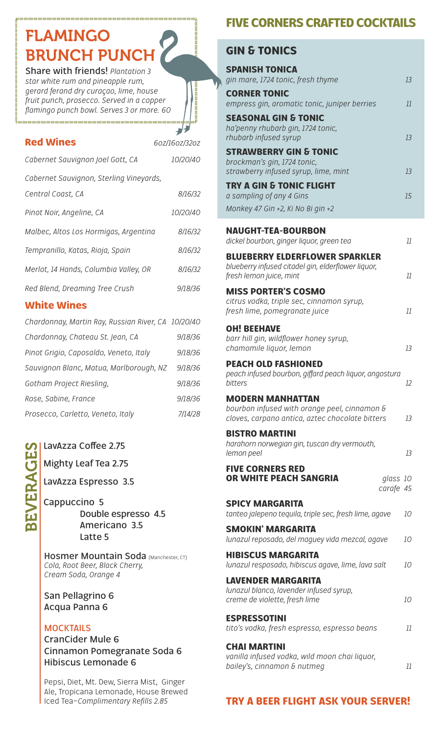# FLAMINGO BRUNCH PUNCH

**Share with friends!** *Plantation 3 star white rum and pineapple rum, gerard ferand dry curaçao, lime, house fruit punch, prosecco. Served in a copper flamingo punch bowl. Serves 3 or more. 60*

## Red Wines

| | 6oz/16oz/32oz |
|---|---|
| *Cabernet Sauvignon Joel Gott, CA* | *10/20/40* |
| *Cabernet Sauvignon, Sterling Vineyards, Central Coast, CA* | *8/16/32* |
| *Pinot Noir, Angeline, CA* | *10/20/40* |
| *Malbec, Altos Los Hormigas, Argentina* | *8/16/32* |
| *Tempranillo, Katas, Rioja, Spain* | *8/16/32* |
| *Merlot, 14 Hands, Columbia Valley, OR* | *8/16/32* |
| *Red Blend, Dreaming Tree Crush* | *9/18/36* |

## White Wines

| | |
|---|---|
| *Chardonnay, Martin Ray, Russian River, CA* | *10/20/40* |
| *Chardonnay, Chateau St. Jean, CA* | *9/18/36* |
| *Pinot Grigio, Caposaldo, Veneto, Italy* | *9/18/36* |
| *Sauvignon Blanc, Matua, Marlborough, NZ* | *9/18/36* |
| *Gotham Project Riesling,* | *9/18/36* |
| *Rose, Sabine, France* | *9/18/36* |
| *Prosecco, Carletto, Veneto, Italy* | *7/14/28* |

## BEVERAGES

LavAzza Coffee 2.75

Mighty Leaf Tea 2.75

LavAzza Espresso 3.5

Cappuccino 5
Double espresso 4.5
Americano 3.5
Latte 5

Hosmer Mountain Soda (Manchester, CT)
*Cola, Root Beer, Black Cherry, Cream Soda, Orange 4*

San Pellagrino 6
Acqua Panna 6

### MOCKTAILS

CranCider Mule 6
Cinnamon Pomegranate Soda 6
Hibiscus Lemonade 6

Pepsi, Diet, Mt. Dew, Sierra Mist, Ginger Ale, Tropicana Lemonade, House Brewed Iced Tea–*Complimentary Refills 2.85*

# FIVE CORNERS CRAFTED COCKTAILS

## GIN & TONICS

**SPANISH TONICA**
*gin mare, 1724 tonic, fresh thyme* 13

**CORNER TONIC**
*empress gin, aromatic tonic, juniper berries* 11

**SEASONAL GIN & TONIC**
*ha'penny rhubarb gin, 1724 tonic, rhubarb infused syrup* 13

**STRAWBERRY GIN & TONIC**
*brockman's gin, 1724 tonic, strawberry infused syrup, lime, mint* 13

**TRY A GIN & TONIC FLIGHT**
*a sampling of any 4 Gins* 15
*Monkey 47 Gin +2, Ki No Bi gin +2*

**NAUGHT-TEA-BOURBON**
*dickel bourbon, ginger liquor, green tea* 11

**BLUEBERRY ELDERFLOWER SPARKLER**
*blueberry infused citadel gin, elderflower liquor, fresh lemon juice, mint* 11

**MISS PORTER'S COSMO**
*citrus vodka, triple sec, cinnamon syrup, fresh lime, pomegranate juice* 11

**OH! BEEHAVE**
*barr hill gin, wildflower honey syrup, chamomile liquor, lemon* 13

**PEACH OLD FASHIONED**
*peach infused bourbon, giffard peach liquor, angostura bitters* 12

**MODERN MANHATTAN**
*bourbon infused with orange peel, cinnamon & cloves, carpano antica, aztec chocolate bitters* 13

**BISTRO MARTINI**
*harahorn norwegian gin, tuscan dry vermouth, lemon peel* 13

**FIVE CORNERS RED OR WHITE PEACH SANGRIA**
*glass* 10
*carafe* 45

**SPICY MARGARITA**
*tanteo jalepeno tequila, triple sec, fresh lime, agave* 10

**SMOKIN' MARGARITA**
*lunazul reposado, del maguey vida mezcal, agave* 10

**HIBISCUS MARGARITA**
*lunazul resposado, hibiscus agave, lime, lava salt* 10

**LAVENDER MARGARITA**
*lunazul blanco, lavender infused syrup, creme de violette, fresh lime* 10

**ESPRESSOTINI**
*tito's vodka, fresh espresso, espresso beans* 11

**CHAI MARTINI**
*vanilla infused vodka, wild moon chai liquor, bailey's, cinnamon & nutmeg* 11

**TRY A BEER FLIGHT ASK YOUR SERVER!**